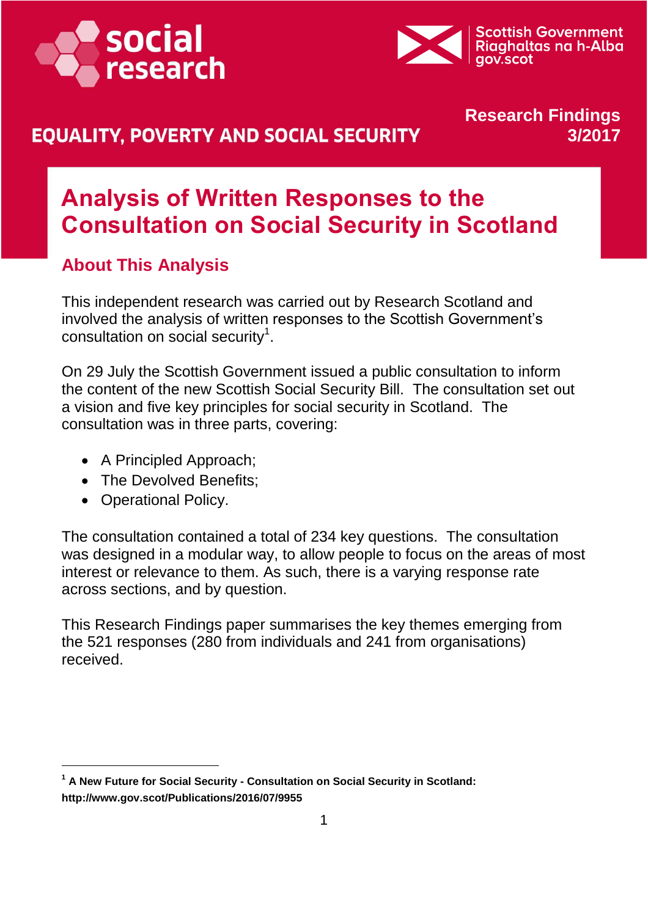social research

Scottish Government
Riaghaltas na h-Alba
gov.scot

**EQUALITY, POVERTY AND SOCIAL SECURITY**

**Research Findings 3/2017**

# Analysis of Written Responses to the Consultation on Social Security in Scotland

## About This Analysis

This independent research was carried out by Research Scotland and involved the analysis of written responses to the Scottish Government's consultation on social security[1].

On 29 July the Scottish Government issued a public consultation to inform the content of the new Scottish Social Security Bill. The consultation set out a vision and five key principles for social security in Scotland. The consultation was in three parts, covering:

- A Principled Approach;
- The Devolved Benefits;
- Operational Policy.

The consultation contained a total of 234 key questions. The consultation was designed in a modular way, to allow people to focus on the areas of most interest or relevance to them. As such, there is a varying response rate across sections, and by question.

This Research Findings paper summarises the key themes emerging from the 521 responses (280 from individuals and 241 from organisations) received.

---

[1] **A New Future for Social Security - Consultation on Social Security in Scotland: http://www.gov.scot/Publications/2016/07/9955**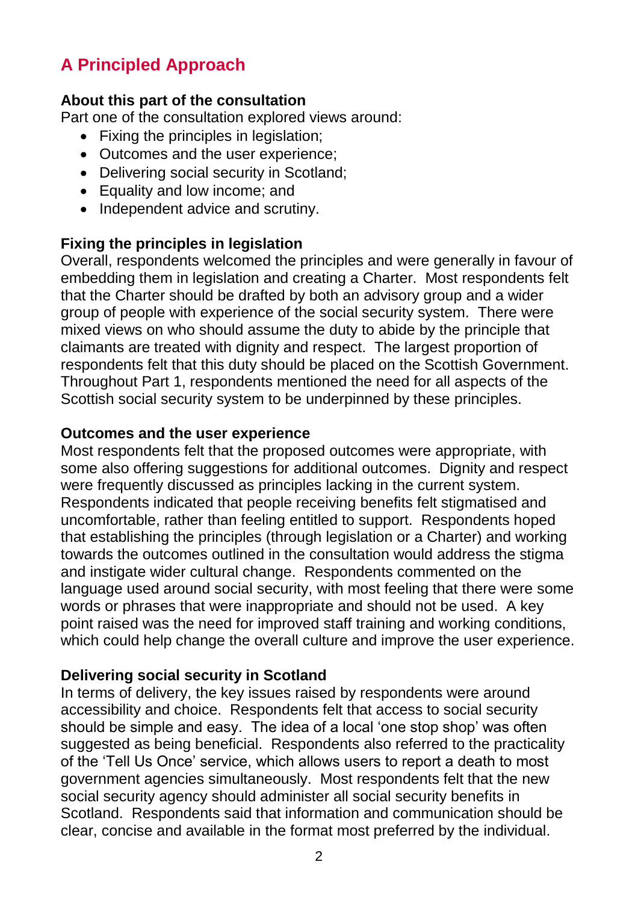## A Principled Approach

**About this part of the consultation**

Part one of the consultation explored views around:

- Fixing the principles in legislation;
- Outcomes and the user experience;
- Delivering social security in Scotland;
- Equality and low income; and
- Independent advice and scrutiny.

**Fixing the principles in legislation**

Overall, respondents welcomed the principles and were generally in favour of embedding them in legislation and creating a Charter. Most respondents felt that the Charter should be drafted by both an advisory group and a wider group of people with experience of the social security system. There were mixed views on who should assume the duty to abide by the principle that claimants are treated with dignity and respect. The largest proportion of respondents felt that this duty should be placed on the Scottish Government. Throughout Part 1, respondents mentioned the need for all aspects of the Scottish social security system to be underpinned by these principles.

**Outcomes and the user experience**

Most respondents felt that the proposed outcomes were appropriate, with some also offering suggestions for additional outcomes. Dignity and respect were frequently discussed as principles lacking in the current system. Respondents indicated that people receiving benefits felt stigmatised and uncomfortable, rather than feeling entitled to support. Respondents hoped that establishing the principles (through legislation or a Charter) and working towards the outcomes outlined in the consultation would address the stigma and instigate wider cultural change. Respondents commented on the language used around social security, with most feeling that there were some words or phrases that were inappropriate and should not be used. A key point raised was the need for improved staff training and working conditions, which could help change the overall culture and improve the user experience.

**Delivering social security in Scotland**

In terms of delivery, the key issues raised by respondents were around accessibility and choice. Respondents felt that access to social security should be simple and easy. The idea of a local 'one stop shop' was often suggested as being beneficial. Respondents also referred to the practicality of the 'Tell Us Once' service, which allows users to report a death to most government agencies simultaneously. Most respondents felt that the new social security agency should administer all social security benefits in Scotland. Respondents said that information and communication should be clear, concise and available in the format most preferred by the individual.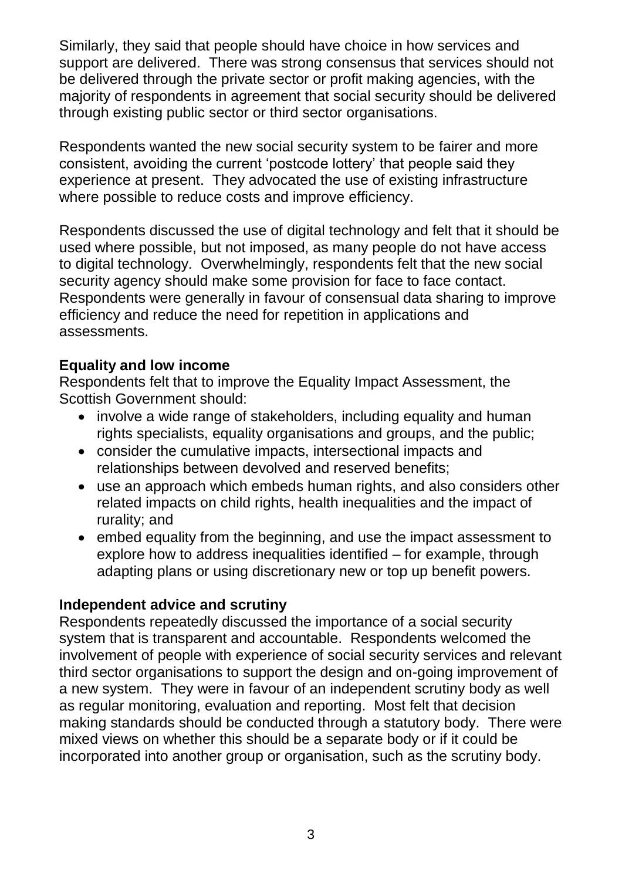Similarly, they said that people should have choice in how services and support are delivered. There was strong consensus that services should not be delivered through the private sector or profit making agencies, with the majority of respondents in agreement that social security should be delivered through existing public sector or third sector organisations.

Respondents wanted the new social security system to be fairer and more consistent, avoiding the current 'postcode lottery' that people said they experience at present. They advocated the use of existing infrastructure where possible to reduce costs and improve efficiency.

Respondents discussed the use of digital technology and felt that it should be used where possible, but not imposed, as many people do not have access to digital technology. Overwhelmingly, respondents felt that the new social security agency should make some provision for face to face contact. Respondents were generally in favour of consensual data sharing to improve efficiency and reduce the need for repetition in applications and assessments.

**Equality and low income**

Respondents felt that to improve the Equality Impact Assessment, the Scottish Government should:

- involve a wide range of stakeholders, including equality and human rights specialists, equality organisations and groups, and the public;
- consider the cumulative impacts, intersectional impacts and relationships between devolved and reserved benefits;
- use an approach which embeds human rights, and also considers other related impacts on child rights, health inequalities and the impact of rurality; and
- embed equality from the beginning, and use the impact assessment to explore how to address inequalities identified – for example, through adapting plans or using discretionary new or top up benefit powers.

**Independent advice and scrutiny**

Respondents repeatedly discussed the importance of a social security system that is transparent and accountable. Respondents welcomed the involvement of people with experience of social security services and relevant third sector organisations to support the design and on-going improvement of a new system. They were in favour of an independent scrutiny body as well as regular monitoring, evaluation and reporting. Most felt that decision making standards should be conducted through a statutory body. There were mixed views on whether this should be a separate body or if it could be incorporated into another group or organisation, such as the scrutiny body.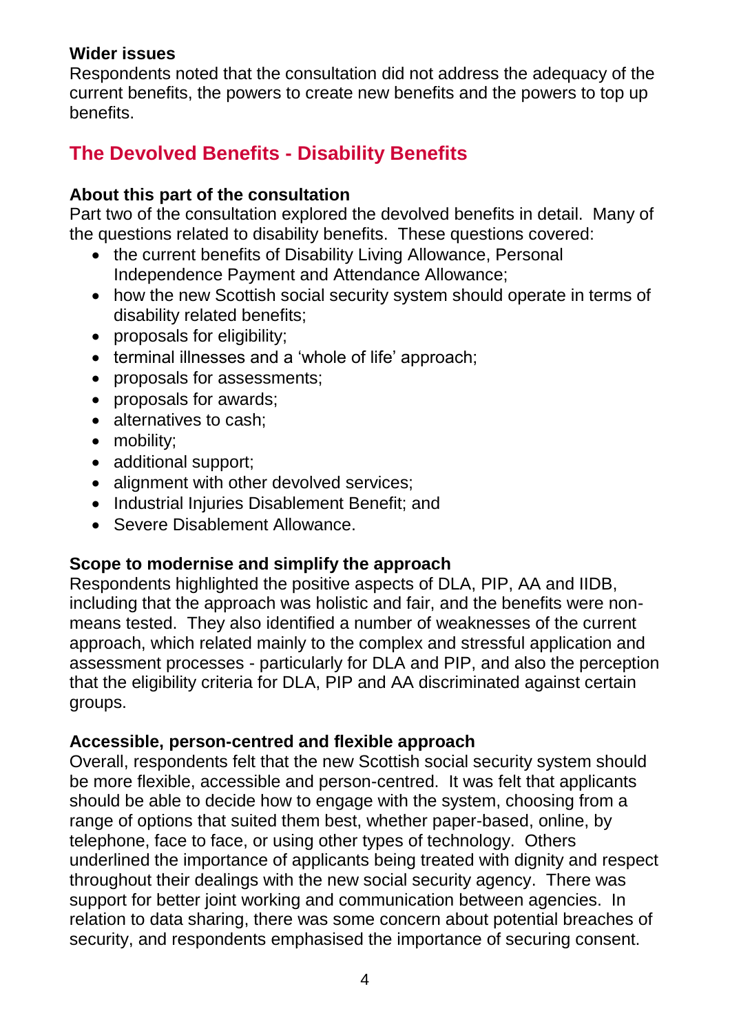**Wider issues**
Respondents noted that the consultation did not address the adequacy of the current benefits, the powers to create new benefits and the powers to top up benefits.

## The Devolved Benefits - Disability Benefits

**About this part of the consultation**
Part two of the consultation explored the devolved benefits in detail. Many of the questions related to disability benefits. These questions covered:

- the current benefits of Disability Living Allowance, Personal Independence Payment and Attendance Allowance;
- how the new Scottish social security system should operate in terms of disability related benefits;
- proposals for eligibility;
- terminal illnesses and a 'whole of life' approach;
- proposals for assessments;
- proposals for awards;
- alternatives to cash;
- mobility;
- additional support;
- alignment with other devolved services;
- Industrial Injuries Disablement Benefit; and
- Severe Disablement Allowance.

**Scope to modernise and simplify the approach**
Respondents highlighted the positive aspects of DLA, PIP, AA and IIDB, including that the approach was holistic and fair, and the benefits were non-means tested. They also identified a number of weaknesses of the current approach, which related mainly to the complex and stressful application and assessment processes - particularly for DLA and PIP, and also the perception that the eligibility criteria for DLA, PIP and AA discriminated against certain groups.

**Accessible, person-centred and flexible approach**
Overall, respondents felt that the new Scottish social security system should be more flexible, accessible and person-centred. It was felt that applicants should be able to decide how to engage with the system, choosing from a range of options that suited them best, whether paper-based, online, by telephone, face to face, or using other types of technology. Others underlined the importance of applicants being treated with dignity and respect throughout their dealings with the new social security agency. There was support for better joint working and communication between agencies. In relation to data sharing, there was some concern about potential breaches of security, and respondents emphasised the importance of securing consent.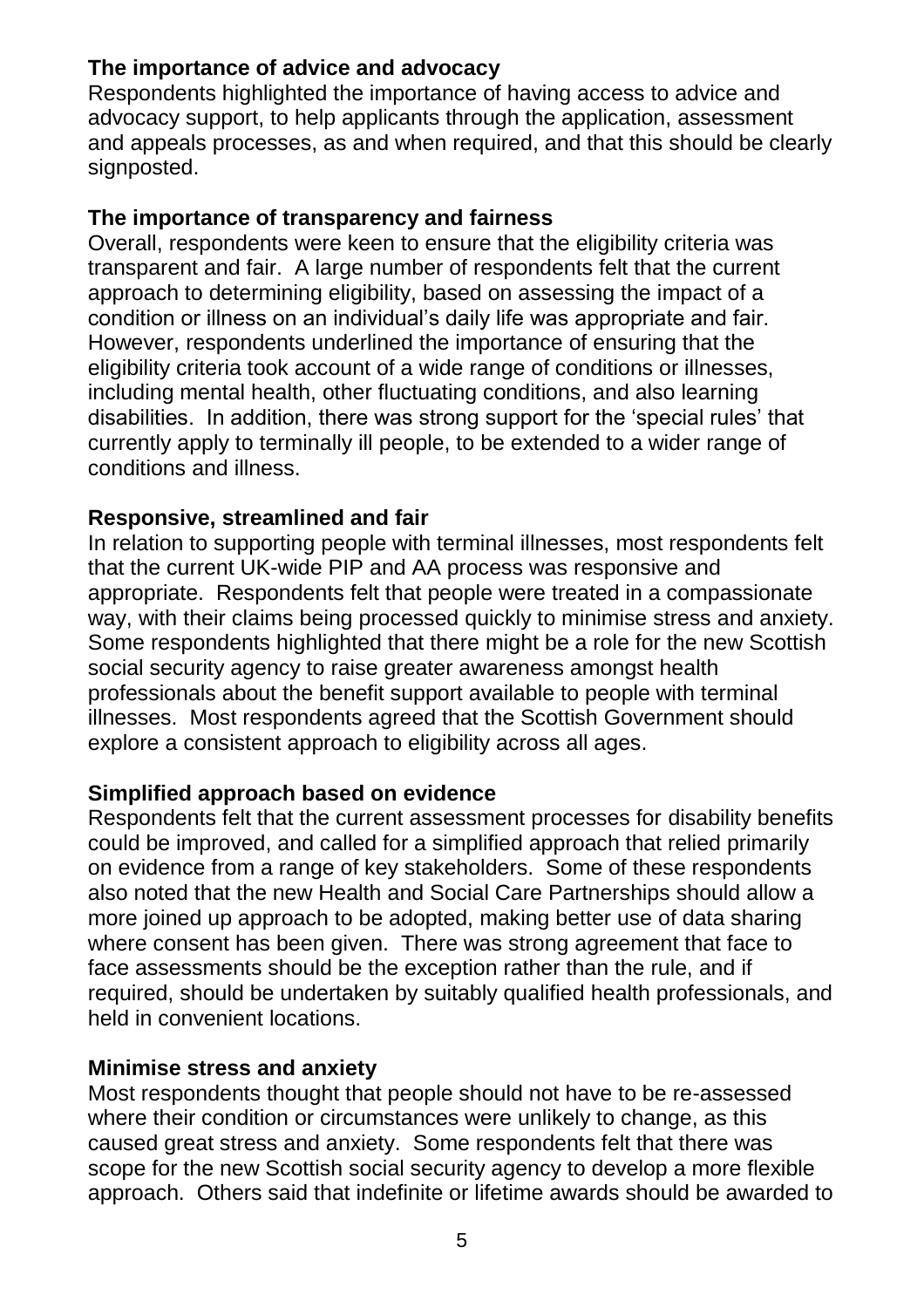**The importance of advice and advocacy**

Respondents highlighted the importance of having access to advice and advocacy support, to help applicants through the application, assessment and appeals processes, as and when required, and that this should be clearly signposted.

**The importance of transparency and fairness**

Overall, respondents were keen to ensure that the eligibility criteria was transparent and fair. A large number of respondents felt that the current approach to determining eligibility, based on assessing the impact of a condition or illness on an individual's daily life was appropriate and fair. However, respondents underlined the importance of ensuring that the eligibility criteria took account of a wide range of conditions or illnesses, including mental health, other fluctuating conditions, and also learning disabilities. In addition, there was strong support for the 'special rules' that currently apply to terminally ill people, to be extended to a wider range of conditions and illness.

**Responsive, streamlined and fair**

In relation to supporting people with terminal illnesses, most respondents felt that the current UK-wide PIP and AA process was responsive and appropriate. Respondents felt that people were treated in a compassionate way, with their claims being processed quickly to minimise stress and anxiety. Some respondents highlighted that there might be a role for the new Scottish social security agency to raise greater awareness amongst health professionals about the benefit support available to people with terminal illnesses. Most respondents agreed that the Scottish Government should explore a consistent approach to eligibility across all ages.

**Simplified approach based on evidence**

Respondents felt that the current assessment processes for disability benefits could be improved, and called for a simplified approach that relied primarily on evidence from a range of key stakeholders. Some of these respondents also noted that the new Health and Social Care Partnerships should allow a more joined up approach to be adopted, making better use of data sharing where consent has been given. There was strong agreement that face to face assessments should be the exception rather than the rule, and if required, should be undertaken by suitably qualified health professionals, and held in convenient locations.

**Minimise stress and anxiety**

Most respondents thought that people should not have to be re-assessed where their condition or circumstances were unlikely to change, as this caused great stress and anxiety. Some respondents felt that there was scope for the new Scottish social security agency to develop a more flexible approach. Others said that indefinite or lifetime awards should be awarded to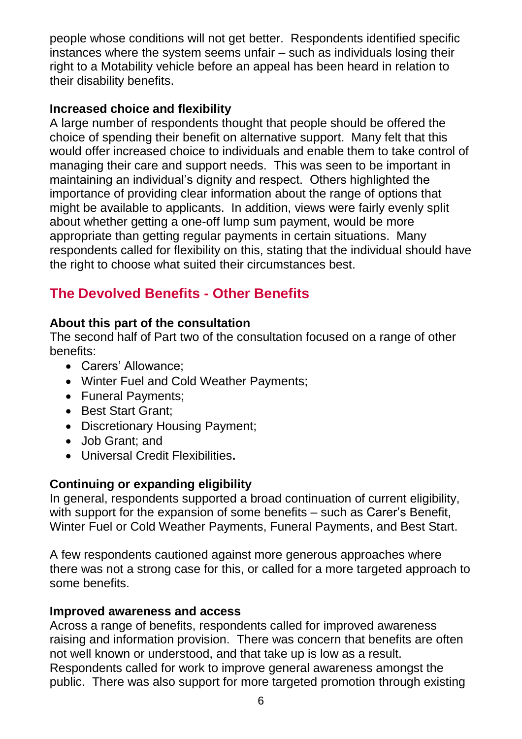people whose conditions will not get better. Respondents identified specific instances where the system seems unfair – such as individuals losing their right to a Motability vehicle before an appeal has been heard in relation to their disability benefits.

**Increased choice and flexibility**

A large number of respondents thought that people should be offered the choice of spending their benefit on alternative support. Many felt that this would offer increased choice to individuals and enable them to take control of managing their care and support needs. This was seen to be important in maintaining an individual's dignity and respect. Others highlighted the importance of providing clear information about the range of options that might be available to applicants. In addition, views were fairly evenly split about whether getting a one-off lump sum payment, would be more appropriate than getting regular payments in certain situations. Many respondents called for flexibility on this, stating that the individual should have the right to choose what suited their circumstances best.

## The Devolved Benefits - Other Benefits

**About this part of the consultation**

The second half of Part two of the consultation focused on a range of other benefits:

- Carers' Allowance;
- Winter Fuel and Cold Weather Payments;
- Funeral Payments;
- Best Start Grant;
- Discretionary Housing Payment;
- Job Grant; and
- Universal Credit Flexibilities**.**

**Continuing or expanding eligibility**

In general, respondents supported a broad continuation of current eligibility, with support for the expansion of some benefits – such as Carer's Benefit, Winter Fuel or Cold Weather Payments, Funeral Payments, and Best Start.

A few respondents cautioned against more generous approaches where there was not a strong case for this, or called for a more targeted approach to some benefits.

**Improved awareness and access**

Across a range of benefits, respondents called for improved awareness raising and information provision. There was concern that benefits are often not well known or understood, and that take up is low as a result. Respondents called for work to improve general awareness amongst the public. There was also support for more targeted promotion through existing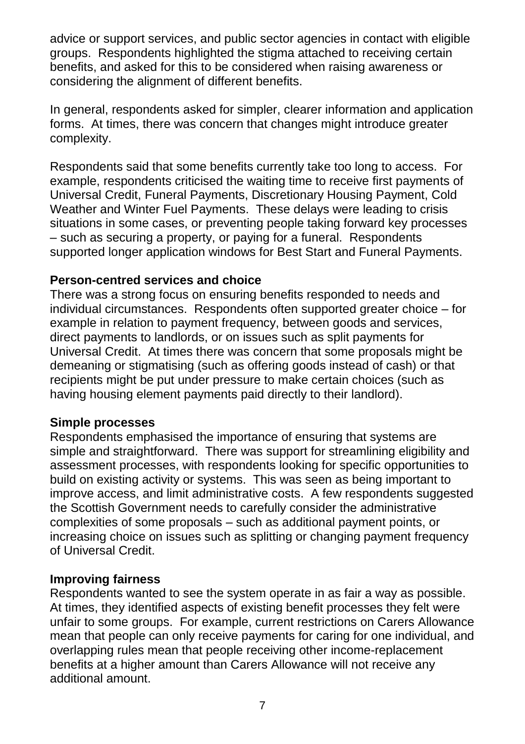advice or support services, and public sector agencies in contact with eligible groups. Respondents highlighted the stigma attached to receiving certain benefits, and asked for this to be considered when raising awareness or considering the alignment of different benefits.

In general, respondents asked for simpler, clearer information and application forms. At times, there was concern that changes might introduce greater complexity.

Respondents said that some benefits currently take too long to access. For example, respondents criticised the waiting time to receive first payments of Universal Credit, Funeral Payments, Discretionary Housing Payment, Cold Weather and Winter Fuel Payments. These delays were leading to crisis situations in some cases, or preventing people taking forward key processes – such as securing a property, or paying for a funeral. Respondents supported longer application windows for Best Start and Funeral Payments.

**Person-centred services and choice**

There was a strong focus on ensuring benefits responded to needs and individual circumstances. Respondents often supported greater choice – for example in relation to payment frequency, between goods and services, direct payments to landlords, or on issues such as split payments for Universal Credit. At times there was concern that some proposals might be demeaning or stigmatising (such as offering goods instead of cash) or that recipients might be put under pressure to make certain choices (such as having housing element payments paid directly to their landlord).

**Simple processes**

Respondents emphasised the importance of ensuring that systems are simple and straightforward. There was support for streamlining eligibility and assessment processes, with respondents looking for specific opportunities to build on existing activity or systems. This was seen as being important to improve access, and limit administrative costs. A few respondents suggested the Scottish Government needs to carefully consider the administrative complexities of some proposals – such as additional payment points, or increasing choice on issues such as splitting or changing payment frequency of Universal Credit.

**Improving fairness**

Respondents wanted to see the system operate in as fair a way as possible. At times, they identified aspects of existing benefit processes they felt were unfair to some groups. For example, current restrictions on Carers Allowance mean that people can only receive payments for caring for one individual, and overlapping rules mean that people receiving other income-replacement benefits at a higher amount than Carers Allowance will not receive any additional amount.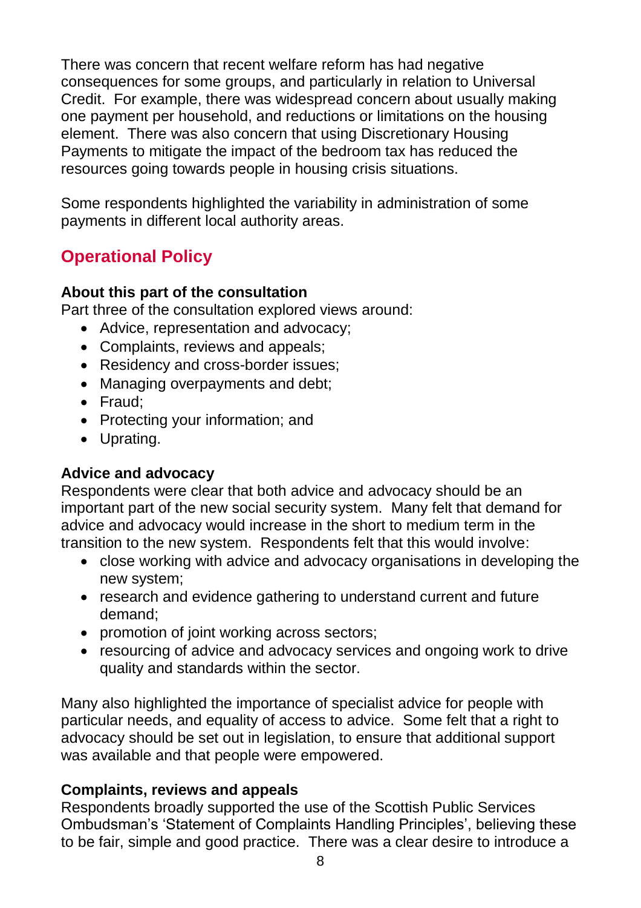There was concern that recent welfare reform has had negative consequences for some groups, and particularly in relation to Universal Credit. For example, there was widespread concern about usually making one payment per household, and reductions or limitations on the housing element. There was also concern that using Discretionary Housing Payments to mitigate the impact of the bedroom tax has reduced the resources going towards people in housing crisis situations.

Some respondents highlighted the variability in administration of some payments in different local authority areas.

## Operational Policy

**About this part of the consultation**
Part three of the consultation explored views around:

- Advice, representation and advocacy;
- Complaints, reviews and appeals;
- Residency and cross-border issues;
- Managing overpayments and debt;
- Fraud;
- Protecting your information; and
- Uprating.

**Advice and advocacy**
Respondents were clear that both advice and advocacy should be an important part of the new social security system. Many felt that demand for advice and advocacy would increase in the short to medium term in the transition to the new system. Respondents felt that this would involve:

- close working with advice and advocacy organisations in developing the new system;
- research and evidence gathering to understand current and future demand;
- promotion of joint working across sectors;
- resourcing of advice and advocacy services and ongoing work to drive quality and standards within the sector.

Many also highlighted the importance of specialist advice for people with particular needs, and equality of access to advice. Some felt that a right to advocacy should be set out in legislation, to ensure that additional support was available and that people were empowered.

**Complaints, reviews and appeals**
Respondents broadly supported the use of the Scottish Public Services Ombudsman's 'Statement of Complaints Handling Principles', believing these to be fair, simple and good practice. There was a clear desire to introduce a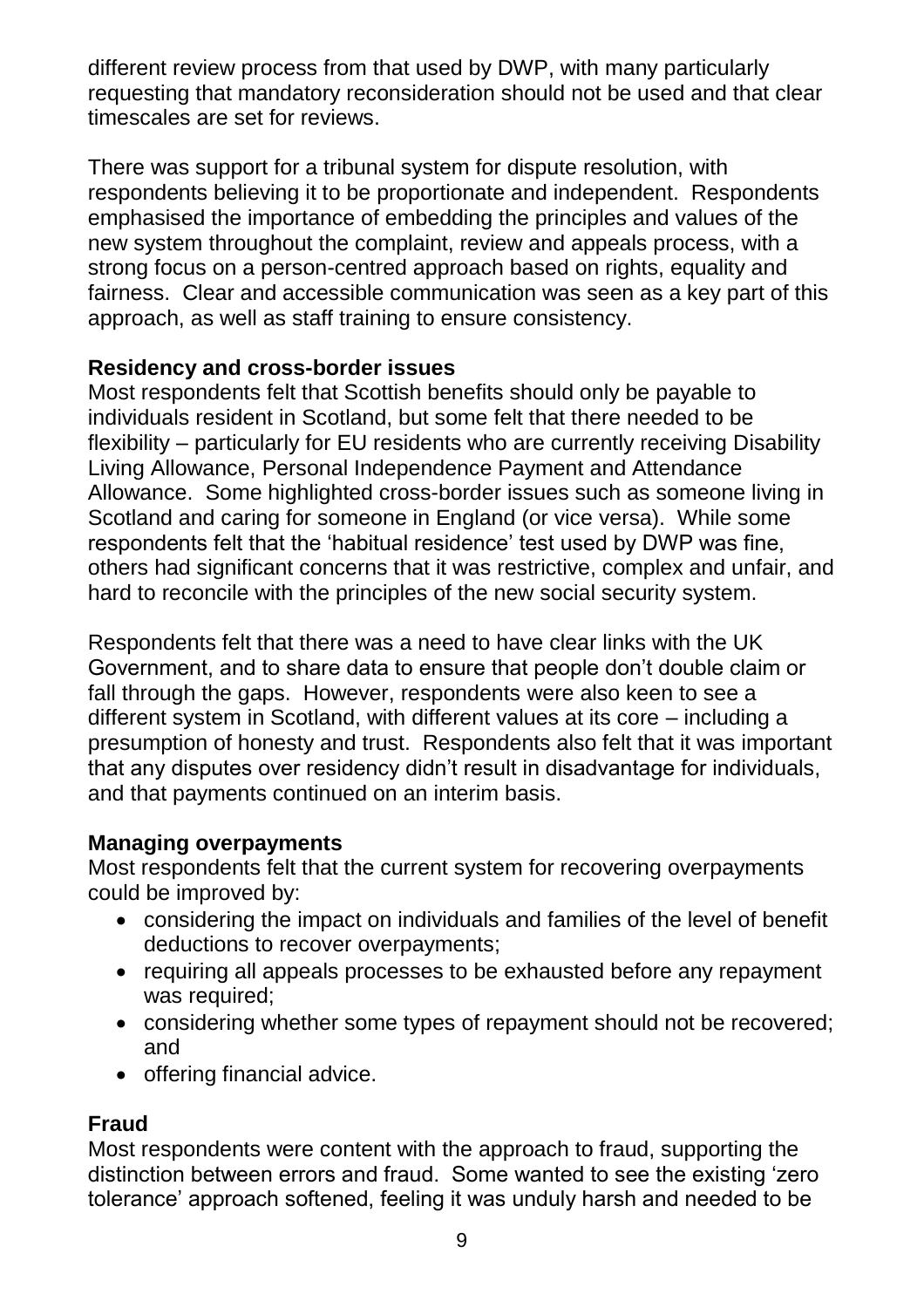different review process from that used by DWP, with many particularly requesting that mandatory reconsideration should not be used and that clear timescales are set for reviews.

There was support for a tribunal system for dispute resolution, with respondents believing it to be proportionate and independent. Respondents emphasised the importance of embedding the principles and values of the new system throughout the complaint, review and appeals process, with a strong focus on a person-centred approach based on rights, equality and fairness. Clear and accessible communication was seen as a key part of this approach, as well as staff training to ensure consistency.

**Residency and cross-border issues**

Most respondents felt that Scottish benefits should only be payable to individuals resident in Scotland, but some felt that there needed to be flexibility – particularly for EU residents who are currently receiving Disability Living Allowance, Personal Independence Payment and Attendance Allowance. Some highlighted cross-border issues such as someone living in Scotland and caring for someone in England (or vice versa). While some respondents felt that the 'habitual residence' test used by DWP was fine, others had significant concerns that it was restrictive, complex and unfair, and hard to reconcile with the principles of the new social security system.

Respondents felt that there was a need to have clear links with the UK Government, and to share data to ensure that people don't double claim or fall through the gaps. However, respondents were also keen to see a different system in Scotland, with different values at its core – including a presumption of honesty and trust. Respondents also felt that it was important that any disputes over residency didn't result in disadvantage for individuals, and that payments continued on an interim basis.

**Managing overpayments**

Most respondents felt that the current system for recovering overpayments could be improved by:

- considering the impact on individuals and families of the level of benefit deductions to recover overpayments;
- requiring all appeals processes to be exhausted before any repayment was required;
- considering whether some types of repayment should not be recovered; and
- offering financial advice.

**Fraud**

Most respondents were content with the approach to fraud, supporting the distinction between errors and fraud. Some wanted to see the existing 'zero tolerance' approach softened, feeling it was unduly harsh and needed to be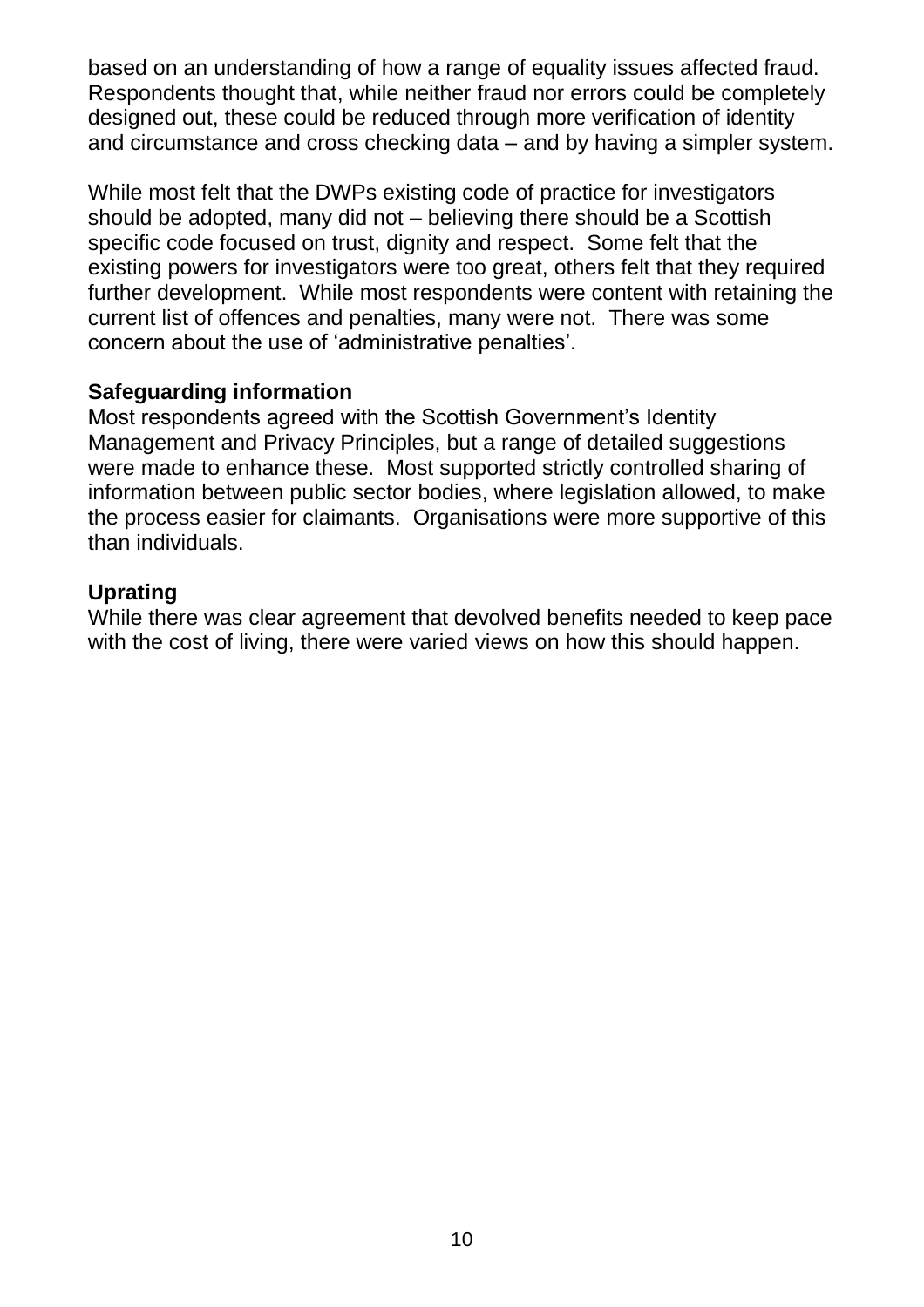based on an understanding of how a range of equality issues affected fraud. Respondents thought that, while neither fraud nor errors could be completely designed out, these could be reduced through more verification of identity and circumstance and cross checking data – and by having a simpler system.

While most felt that the DWPs existing code of practice for investigators should be adopted, many did not – believing there should be a Scottish specific code focused on trust, dignity and respect. Some felt that the existing powers for investigators were too great, others felt that they required further development. While most respondents were content with retaining the current list of offences and penalties, many were not. There was some concern about the use of 'administrative penalties'.

**Safeguarding information**

Most respondents agreed with the Scottish Government's Identity Management and Privacy Principles, but a range of detailed suggestions were made to enhance these. Most supported strictly controlled sharing of information between public sector bodies, where legislation allowed, to make the process easier for claimants. Organisations were more supportive of this than individuals.

**Uprating**

While there was clear agreement that devolved benefits needed to keep pace with the cost of living, there were varied views on how this should happen.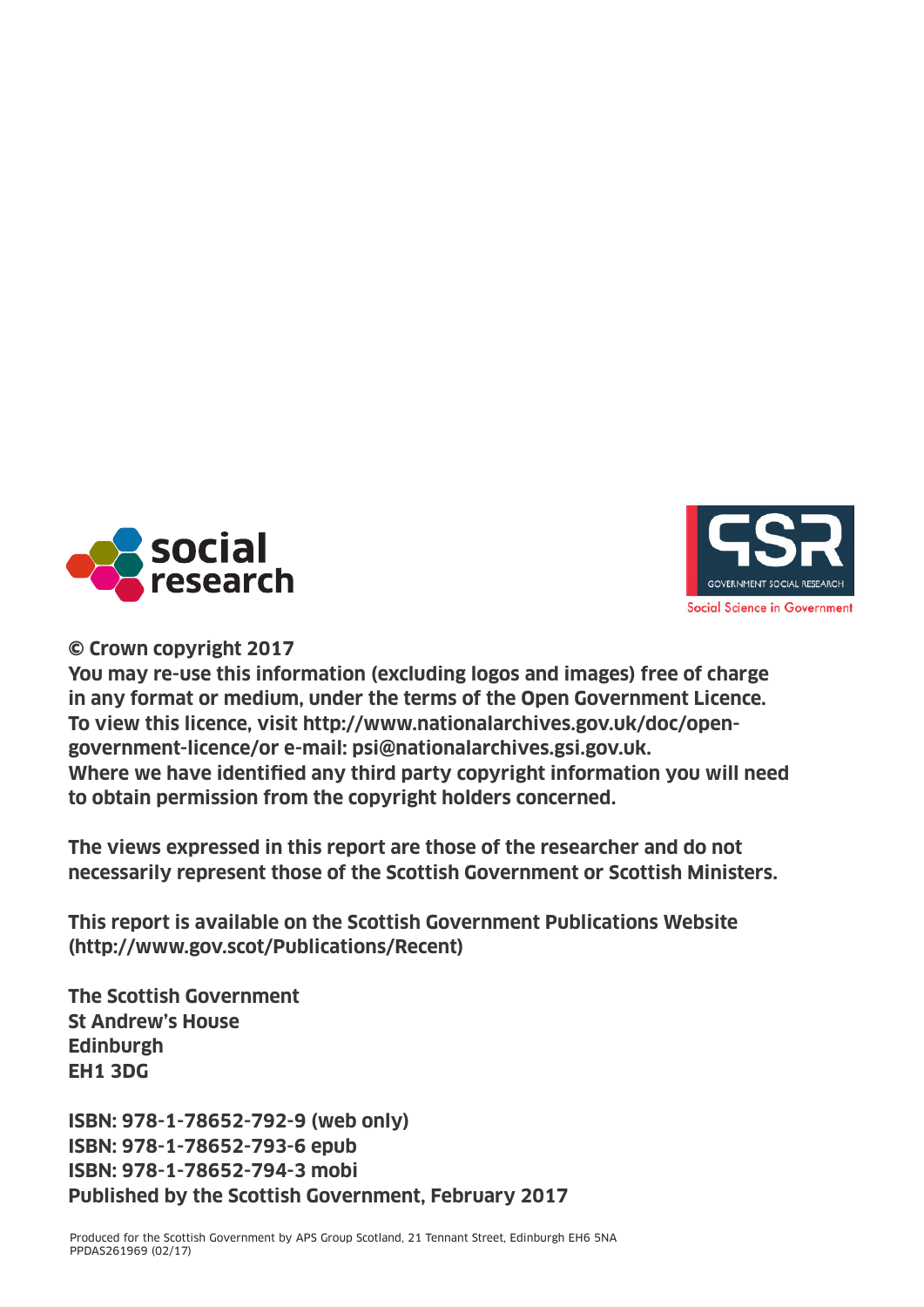social research

GOVERNMENT SOCIAL RESEARCH

Social Science in Government

**© Crown copyright 2017**
**You may re-use this information (excluding logos and images) free of charge in any format or medium, under the terms of the Open Government Licence. To view this licence, visit http://www.nationalarchives.gov.uk/doc/open-government-licence/or e-mail: psi@nationalarchives.gsi.gov.uk. Where we have identified any third party copyright information you will need to obtain permission from the copyright holders concerned.**

**The views expressed in this report are those of the researcher and do not necessarily represent those of the Scottish Government or Scottish Ministers.**

**This report is available on the Scottish Government Publications Website (http://www.gov.scot/Publications/Recent)**

**The Scottish Government**
**St Andrew's House**
**Edinburgh**
**EH1 3DG**

**ISBN: 978-1-78652-792-9 (web only)**
**ISBN: 978-1-78652-793-6 epub**
**ISBN: 978-1-78652-794-3 mobi**
**Published by the Scottish Government, February 2017**

Produced for the Scottish Government by APS Group Scotland, 21 Tennant Street, Edinburgh EH6 5NA
PPDAS261969 (02/17)